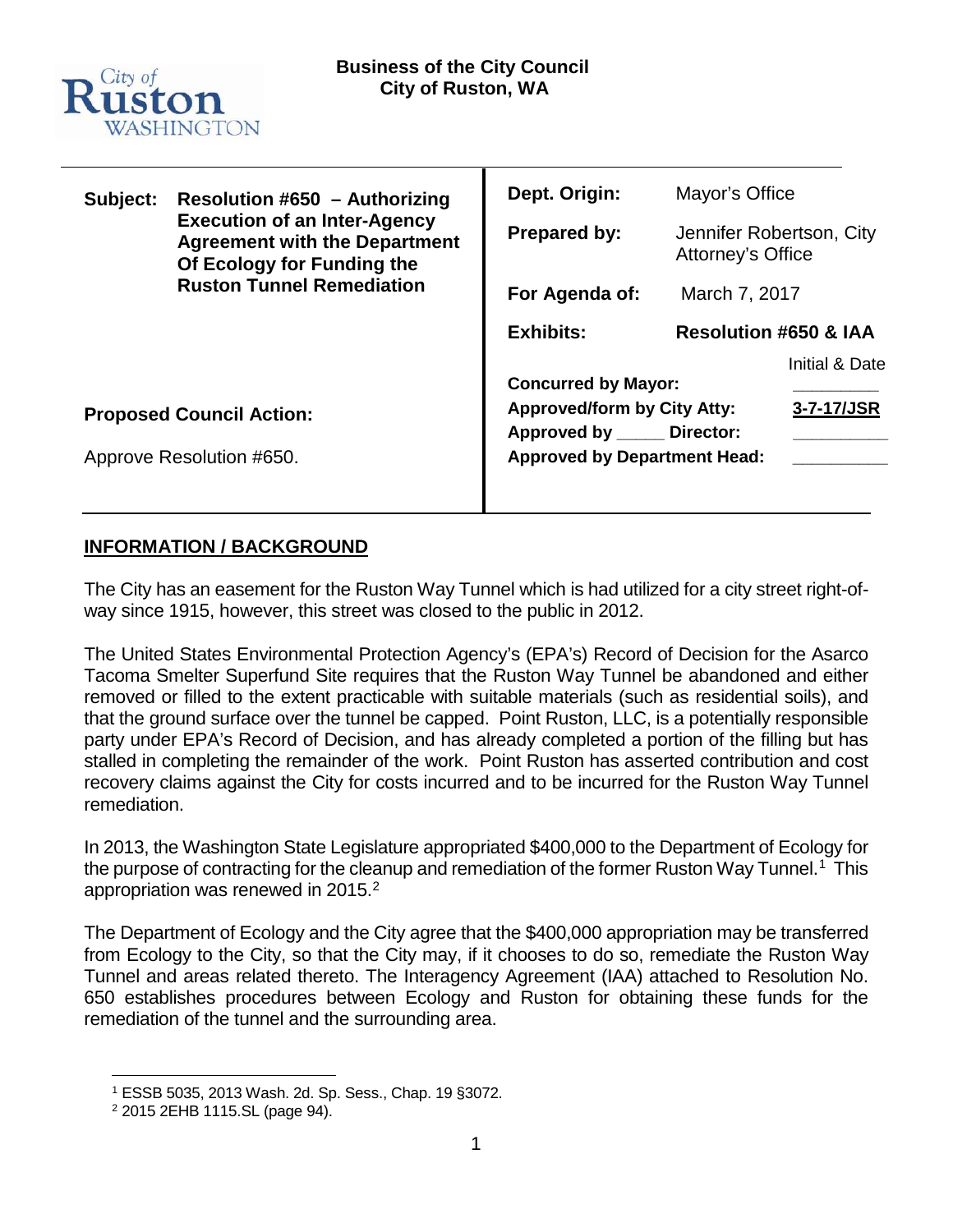City of Ruston WASHINGTON

**Business of the City Council**
**City of Ruston, WA**

| | |
|---|---|
| **Subject:** **Resolution #650 – Authorizing Execution of an Inter-Agency Agreement with the Department Of Ecology for Funding the Ruston Tunnel Remediation** | **Dept. Origin:** Mayor's Office |
| | **Prepared by:** Jennifer Robertson, City Attorney's Office |
| | **For Agenda of:** March 7, 2017 |
| | **Exhibits:** **Resolution #650 & IAA** |
| **Proposed Council Action:** | Initial & Date |
| Approve Resolution #650. | **Concurred by Mayor:** ________ |
| | **Approved/form by City Atty:** 3-7-17/JSR |
| | **Approved by _____ Director:** ________ |
| | **Approved by Department Head:** ________ |

## INFORMATION / BACKGROUND

The City has an easement for the Ruston Way Tunnel which is had utilized for a city street right-of-way since 1915, however, this street was closed to the public in 2012.

The United States Environmental Protection Agency's (EPA's) Record of Decision for the Asarco Tacoma Smelter Superfund Site requires that the Ruston Way Tunnel be abandoned and either removed or filled to the extent practicable with suitable materials (such as residential soils), and that the ground surface over the tunnel be capped. Point Ruston, LLC, is a potentially responsible party under EPA's Record of Decision, and has already completed a portion of the filling but has stalled in completing the remainder of the work. Point Ruston has asserted contribution and cost recovery claims against the City for costs incurred and to be incurred for the Ruston Way Tunnel remediation.

In 2013, the Washington State Legislature appropriated $400,000 to the Department of Ecology for the purpose of contracting for the cleanup and remediation of the former Ruston Way Tunnel.[1] This appropriation was renewed in 2015.[2]

The Department of Ecology and the City agree that the $400,000 appropriation may be transferred from Ecology to the City, so that the City may, if it chooses to do so, remediate the Ruston Way Tunnel and areas related thereto. The Interagency Agreement (IAA) attached to Resolution No. 650 establishes procedures between Ecology and Ruston for obtaining these funds for the remediation of the tunnel and the surrounding area.

---

[1] ESSB 5035, 2013 Wash. 2d. Sp. Sess., Chap. 19 §3072.
[2] 2015 2EHB 1115.SL (page 94).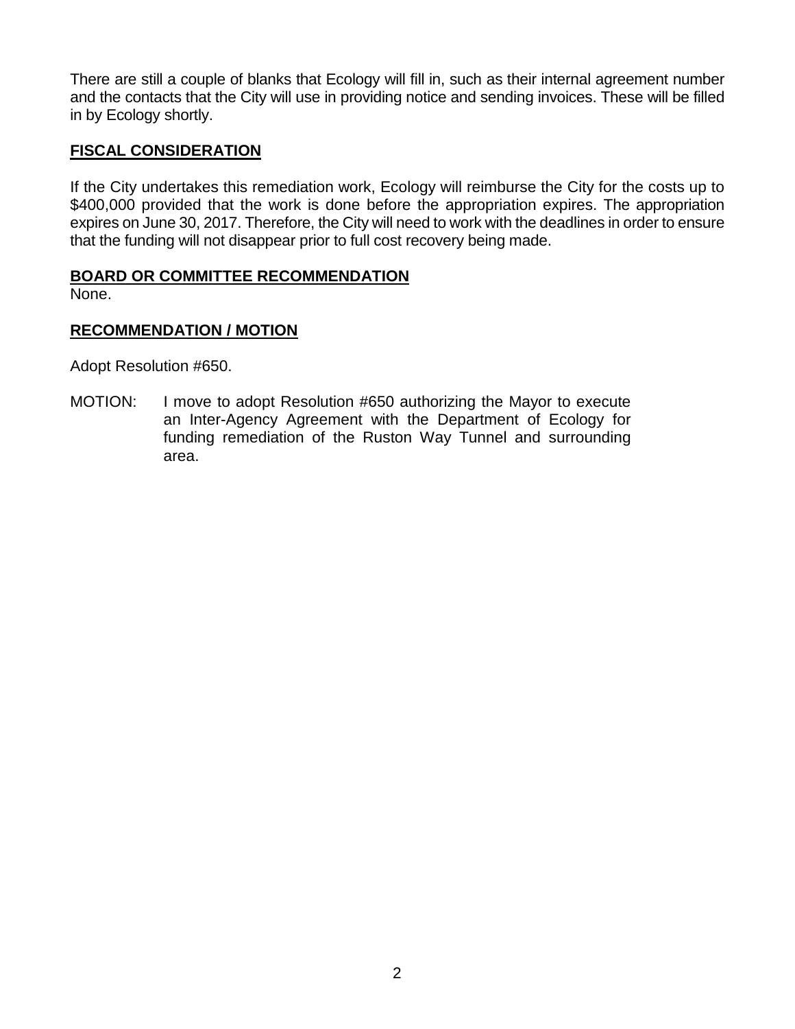There are still a couple of blanks that Ecology will fill in, such as their internal agreement number and the contacts that the City will use in providing notice and sending invoices. These will be filled in by Ecology shortly.

## **FISCAL CONSIDERATION**

If the City undertakes this remediation work, Ecology will reimburse the City for the costs up to $400,000 provided that the work is done before the appropriation expires. The appropriation expires on June 30, 2017. Therefore, the City will need to work with the deadlines in order to ensure that the funding will not disappear prior to full cost recovery being made.

## **BOARD OR COMMITTEE RECOMMENDATION**

None.

## **RECOMMENDATION / MOTION**

Adopt Resolution #650.

MOTION: I move to adopt Resolution #650 authorizing the Mayor to execute an Inter-Agency Agreement with the Department of Ecology for funding remediation of the Ruston Way Tunnel and surrounding area.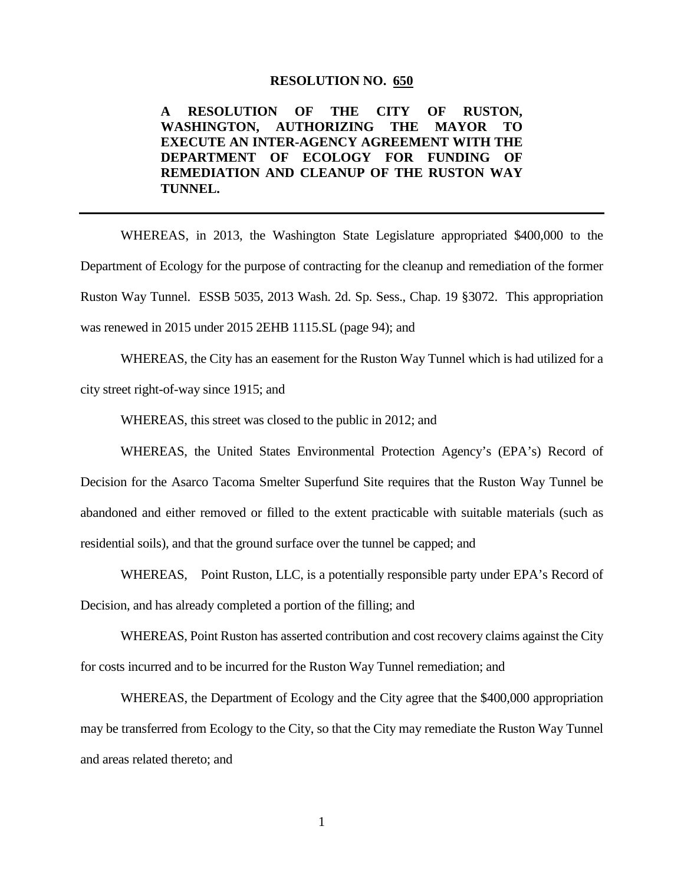**RESOLUTION NO. 650**

**A RESOLUTION OF THE CITY OF RUSTON, WASHINGTON, AUTHORIZING THE MAYOR TO EXECUTE AN INTER-AGENCY AGREEMENT WITH THE DEPARTMENT OF ECOLOGY FOR FUNDING OF REMEDIATION AND CLEANUP OF THE RUSTON WAY TUNNEL.**

---

WHEREAS, in 2013, the Washington State Legislature appropriated $400,000 to the Department of Ecology for the purpose of contracting for the cleanup and remediation of the former Ruston Way Tunnel. ESSB 5035, 2013 Wash. 2d. Sp. Sess., Chap. 19 §3072. This appropriation was renewed in 2015 under 2015 2EHB 1115.SL (page 94); and

WHEREAS, the City has an easement for the Ruston Way Tunnel which is had utilized for a city street right-of-way since 1915; and

WHEREAS, this street was closed to the public in 2012; and

WHEREAS, the United States Environmental Protection Agency's (EPA's) Record of Decision for the Asarco Tacoma Smelter Superfund Site requires that the Ruston Way Tunnel be abandoned and either removed or filled to the extent practicable with suitable materials (such as residential soils), and that the ground surface over the tunnel be capped; and

WHEREAS, Point Ruston, LLC, is a potentially responsible party under EPA's Record of Decision, and has already completed a portion of the filling; and

WHEREAS, Point Ruston has asserted contribution and cost recovery claims against the City for costs incurred and to be incurred for the Ruston Way Tunnel remediation; and

WHEREAS, the Department of Ecology and the City agree that the $400,000 appropriation may be transferred from Ecology to the City, so that the City may remediate the Ruston Way Tunnel and areas related thereto; and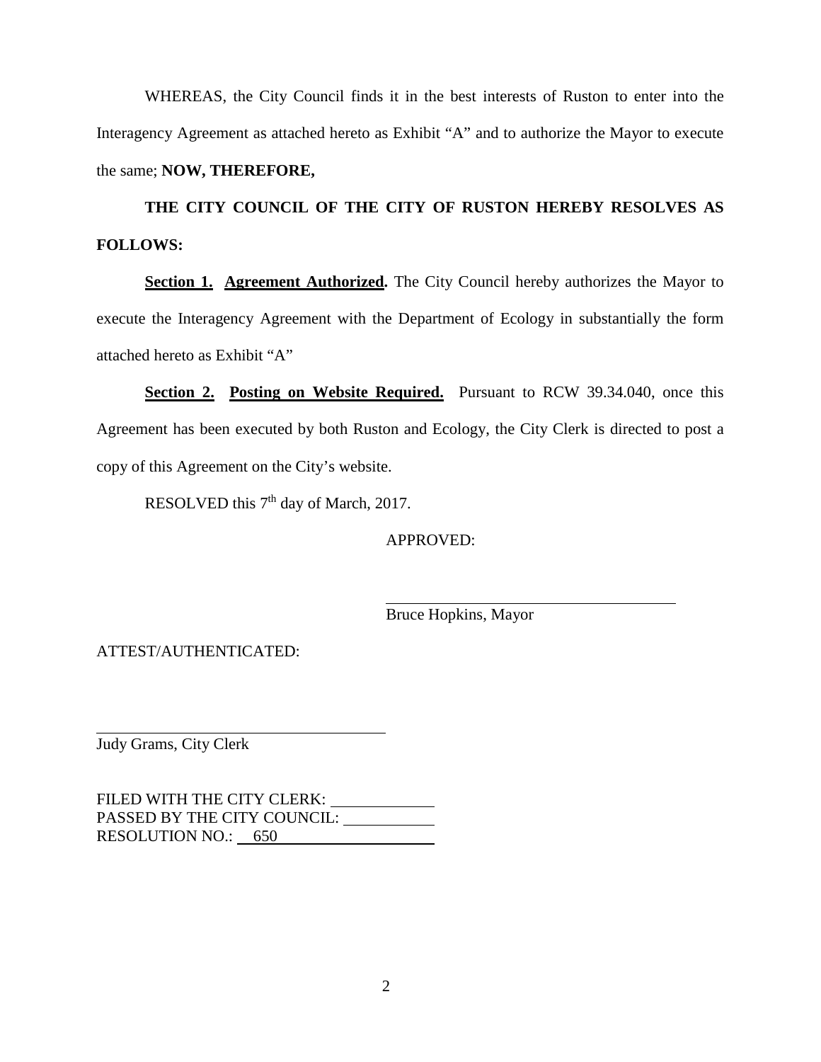WHEREAS, the City Council finds it in the best interests of Ruston to enter into the Interagency Agreement as attached hereto as Exhibit "A" and to authorize the Mayor to execute the same; **NOW, THEREFORE,**

**THE CITY COUNCIL OF THE CITY OF RUSTON HEREBY RESOLVES AS FOLLOWS:**

**Section 1. Agreement Authorized.** The City Council hereby authorizes the Mayor to execute the Interagency Agreement with the Department of Ecology in substantially the form attached hereto as Exhibit "A"

**Section 2. Posting on Website Required.** Pursuant to RCW 39.34.040, once this Agreement has been executed by both Ruston and Ecology, the City Clerk is directed to post a copy of this Agreement on the City's website.

RESOLVED this 7th day of March, 2017.

APPROVED:

\_\_\_\_\_\_\_\_\_\_\_\_\_\_\_\_\_\_\_\_\_\_\_\_\_\_\_\_\_\_\_\_\_\_\_\_
Bruce Hopkins, Mayor

ATTEST/AUTHENTICATED:

\_\_\_\_\_\_\_\_\_\_\_\_\_\_\_\_\_\_\_\_\_\_\_\_\_\_\_\_\_\_\_\_\_\_\_\_
Judy Grams, City Clerk

FILED WITH THE CITY CLERK: \_\_\_\_\_\_\_\_\_\_\_\_
PASSED BY THE CITY COUNCIL: \_\_\_\_\_\_\_\_\_\_\_\_
RESOLUTION NO.: 650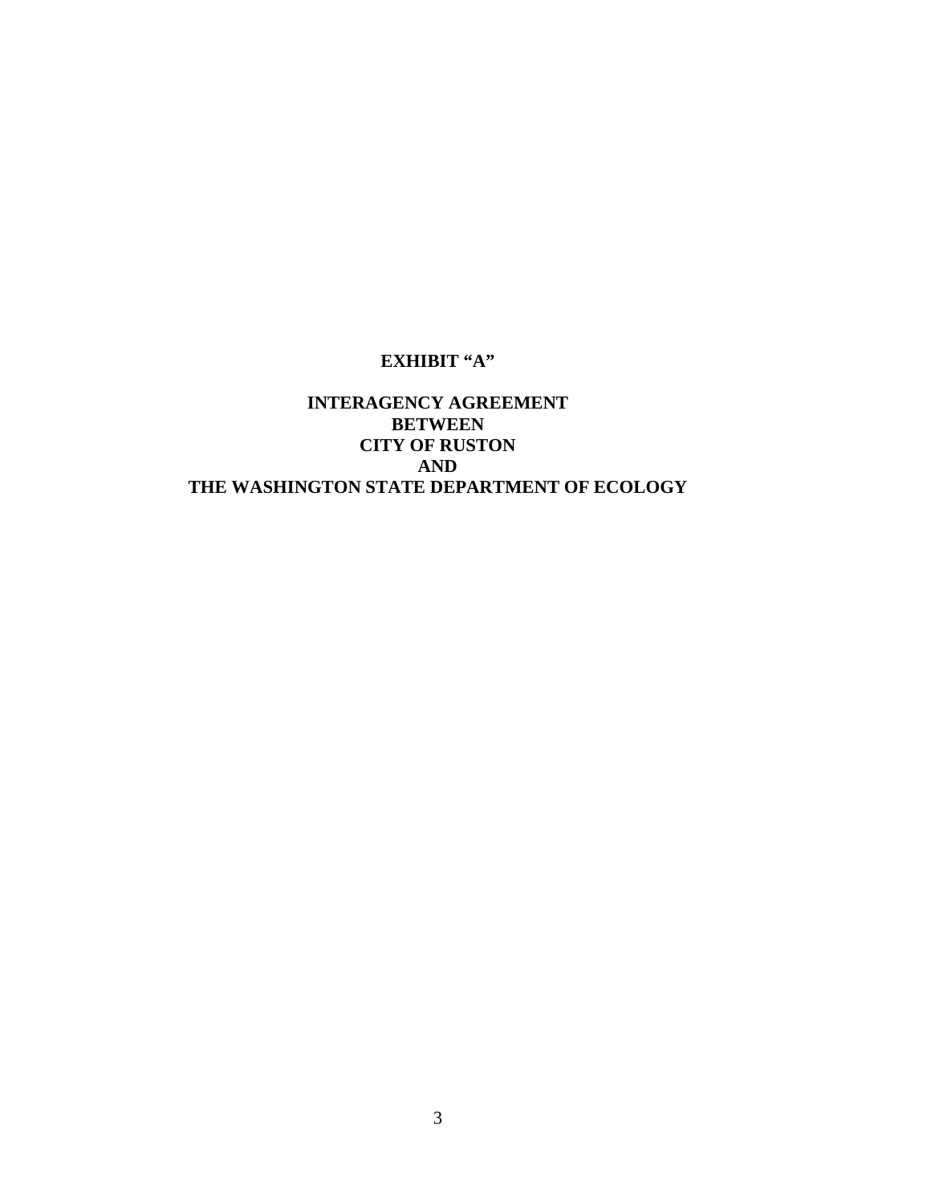**EXHIBIT "A"**

**INTERAGENCY AGREEMENT**
**BETWEEN**
**CITY OF RUSTON**
**AND**
**THE WASHINGTON STATE DEPARTMENT OF ECOLOGY**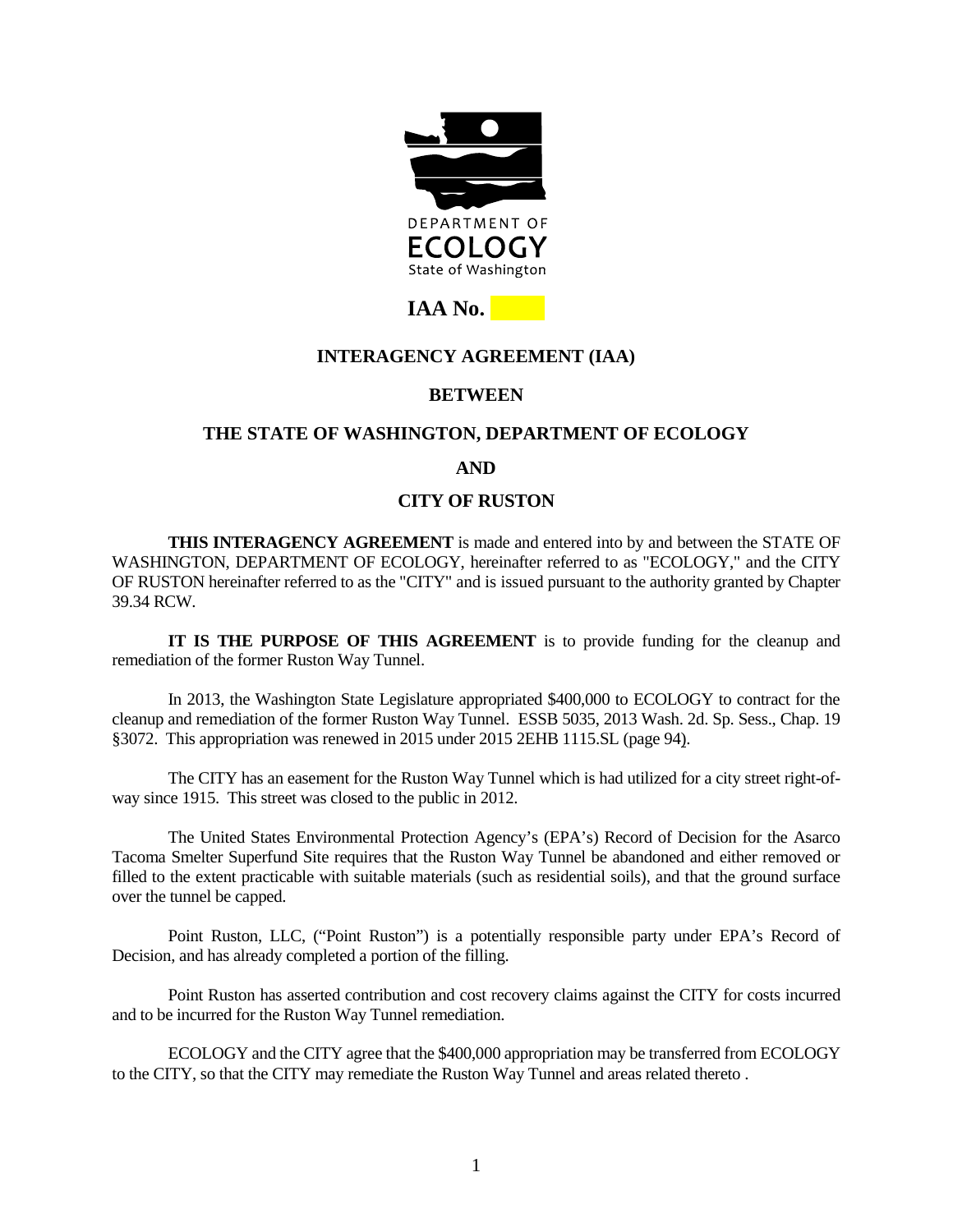**DEPARTMENT OF ECOLOGY**
State of Washington

# IAA No. 

## INTERAGENCY AGREEMENT (IAA)

## BETWEEN

## THE STATE OF WASHINGTON, DEPARTMENT OF ECOLOGY

## AND

## CITY OF RUSTON

**THIS INTERAGENCY AGREEMENT** is made and entered into by and between the STATE OF WASHINGTON, DEPARTMENT OF ECOLOGY, hereinafter referred to as "ECOLOGY," and the CITY OF RUSTON hereinafter referred to as the "CITY" and is issued pursuant to the authority granted by Chapter 39.34 RCW.

**IT IS THE PURPOSE OF THIS AGREEMENT** is to provide funding for the cleanup and remediation of the former Ruston Way Tunnel.

In 2013, the Washington State Legislature appropriated $400,000 to ECOLOGY to contract for the cleanup and remediation of the former Ruston Way Tunnel. ESSB 5035, 2013 Wash. 2d. Sp. Sess., Chap. 19 §3072. This appropriation was renewed in 2015 under 2015 2EHB 1115.SL (page 94).

The CITY has an easement for the Ruston Way Tunnel which is had utilized for a city street right-of-way since 1915. This street was closed to the public in 2012.

The United States Environmental Protection Agency's (EPA's) Record of Decision for the Asarco Tacoma Smelter Superfund Site requires that the Ruston Way Tunnel be abandoned and either removed or filled to the extent practicable with suitable materials (such as residential soils), and that the ground surface over the tunnel be capped.

Point Ruston, LLC, ("Point Ruston") is a potentially responsible party under EPA's Record of Decision, and has already completed a portion of the filling.

Point Ruston has asserted contribution and cost recovery claims against the CITY for costs incurred and to be incurred for the Ruston Way Tunnel remediation.

ECOLOGY and the CITY agree that the $400,000 appropriation may be transferred from ECOLOGY to the CITY, so that the CITY may remediate the Ruston Way Tunnel and areas related thereto .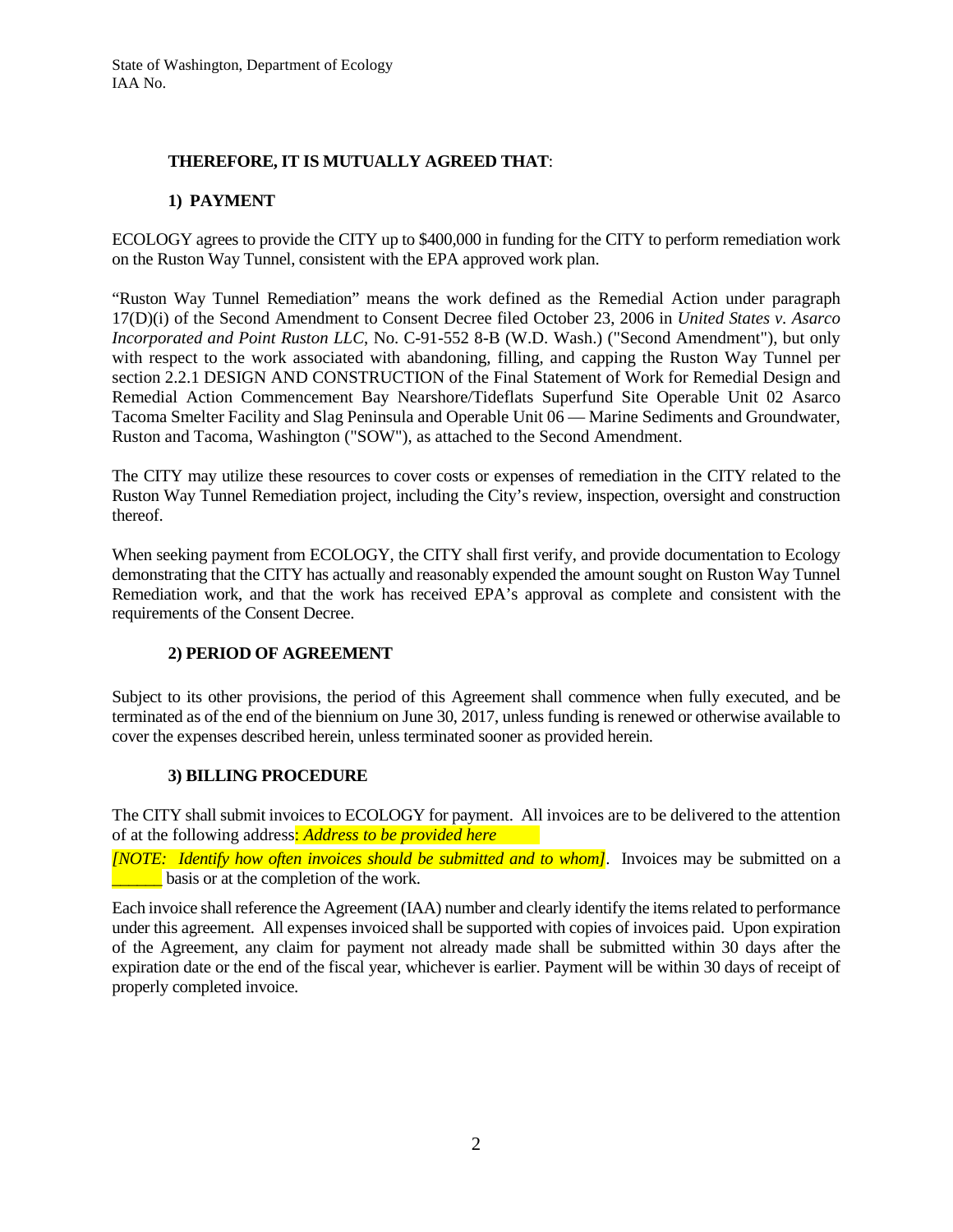**THEREFORE, IT IS MUTUALLY AGREED THAT**:

**1) PAYMENT**

ECOLOGY agrees to provide the CITY up to $400,000 in funding for the CITY to perform remediation work on the Ruston Way Tunnel, consistent with the EPA approved work plan.

"Ruston Way Tunnel Remediation" means the work defined as the Remedial Action under paragraph 17(D)(i) of the Second Amendment to Consent Decree filed October 23, 2006 in *United States v. Asarco Incorporated and Point Ruston LLC*, No. C-91-552 8-B (W.D. Wash.) ("Second Amendment"), but only with respect to the work associated with abandoning, filling, and capping the Ruston Way Tunnel per section 2.2.1 DESIGN AND CONSTRUCTION of the Final Statement of Work for Remedial Design and Remedial Action Commencement Bay Nearshore/Tideflats Superfund Site Operable Unit 02 Asarco Tacoma Smelter Facility and Slag Peninsula and Operable Unit 06 — Marine Sediments and Groundwater, Ruston and Tacoma, Washington ("SOW"), as attached to the Second Amendment.

The CITY may utilize these resources to cover costs or expenses of remediation in the CITY related to the Ruston Way Tunnel Remediation project, including the City's review, inspection, oversight and construction thereof.

When seeking payment from ECOLOGY, the CITY shall first verify, and provide documentation to Ecology demonstrating that the CITY has actually and reasonably expended the amount sought on Ruston Way Tunnel Remediation work, and that the work has received EPA's approval as complete and consistent with the requirements of the Consent Decree.

**2) PERIOD OF AGREEMENT**

Subject to its other provisions, the period of this Agreement shall commence when fully executed, and be terminated as of the end of the biennium on June 30, 2017, unless funding is renewed or otherwise available to cover the expenses described herein, unless terminated sooner as provided herein.

**3) BILLING PROCEDURE**

The CITY shall submit invoices to ECOLOGY for payment. All invoices are to be delivered to the attention of at the following address: *Address to be provided here*

*[NOTE: Identify how often invoices should be submitted and to whom]*. Invoices may be submitted on a ______ basis or at the completion of the work.

Each invoice shall reference the Agreement (IAA) number and clearly identify the items related to performance under this agreement. All expenses invoiced shall be supported with copies of invoices paid. Upon expiration of the Agreement, any claim for payment not already made shall be submitted within 30 days after the expiration date or the end of the fiscal year, whichever is earlier. Payment will be within 30 days of receipt of properly completed invoice.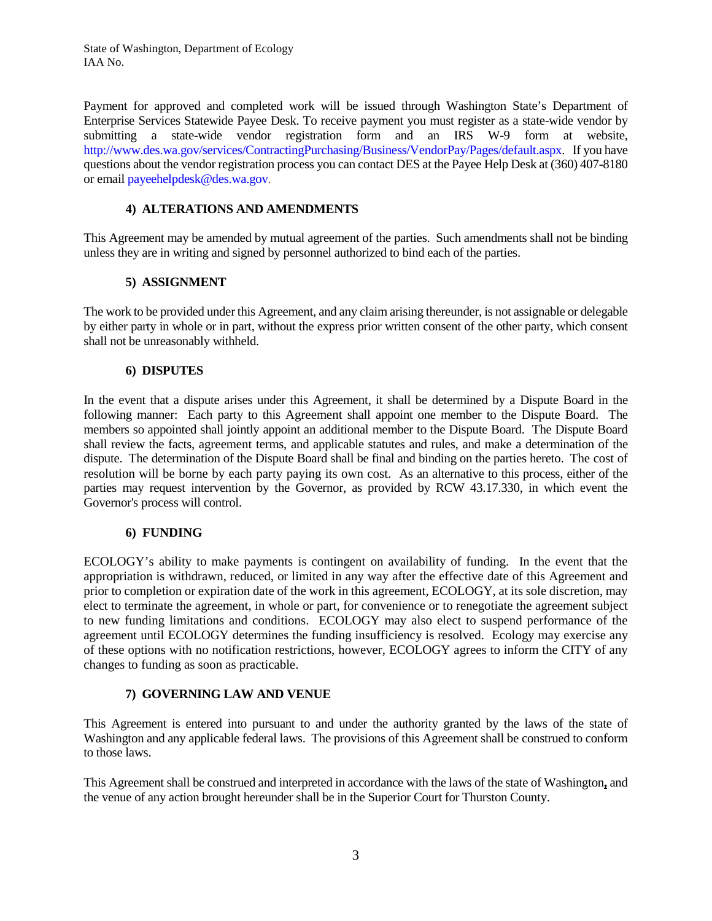Payment for approved and completed work will be issued through Washington State's Department of Enterprise Services Statewide Payee Desk. To receive payment you must register as a state-wide vendor by submitting a state-wide vendor registration form and an IRS W-9 form at website, http://www.des.wa.gov/services/ContractingPurchasing/Business/VendorPay/Pages/default.aspx. If you have questions about the vendor registration process you can contact DES at the Payee Help Desk at (360) 407-8180 or email payeehelpdesk@des.wa.gov.

### 4) ALTERATIONS AND AMENDMENTS

This Agreement may be amended by mutual agreement of the parties. Such amendments shall not be binding unless they are in writing and signed by personnel authorized to bind each of the parties.

### 5) ASSIGNMENT

The work to be provided under this Agreement, and any claim arising thereunder, is not assignable or delegable by either party in whole or in part, without the express prior written consent of the other party, which consent shall not be unreasonably withheld.

### 6) DISPUTES

In the event that a dispute arises under this Agreement, it shall be determined by a Dispute Board in the following manner: Each party to this Agreement shall appoint one member to the Dispute Board. The members so appointed shall jointly appoint an additional member to the Dispute Board. The Dispute Board shall review the facts, agreement terms, and applicable statutes and rules, and make a determination of the dispute. The determination of the Dispute Board shall be final and binding on the parties hereto. The cost of resolution will be borne by each party paying its own cost. As an alternative to this process, either of the parties may request intervention by the Governor, as provided by RCW 43.17.330, in which event the Governor's process will control.

### 6) FUNDING

ECOLOGY's ability to make payments is contingent on availability of funding. In the event that the appropriation is withdrawn, reduced, or limited in any way after the effective date of this Agreement and prior to completion or expiration date of the work in this agreement, ECOLOGY, at its sole discretion, may elect to terminate the agreement, in whole or part, for convenience or to renegotiate the agreement subject to new funding limitations and conditions. ECOLOGY may also elect to suspend performance of the agreement until ECOLOGY determines the funding insufficiency is resolved. Ecology may exercise any of these options with no notification restrictions, however, ECOLOGY agrees to inform the CITY of any changes to funding as soon as practicable.

### 7) GOVERNING LAW AND VENUE

This Agreement is entered into pursuant to and under the authority granted by the laws of the state of Washington and any applicable federal laws. The provisions of this Agreement shall be construed to conform to those laws.

This Agreement shall be construed and interpreted in accordance with the laws of the state of Washington, and the venue of any action brought hereunder shall be in the Superior Court for Thurston County.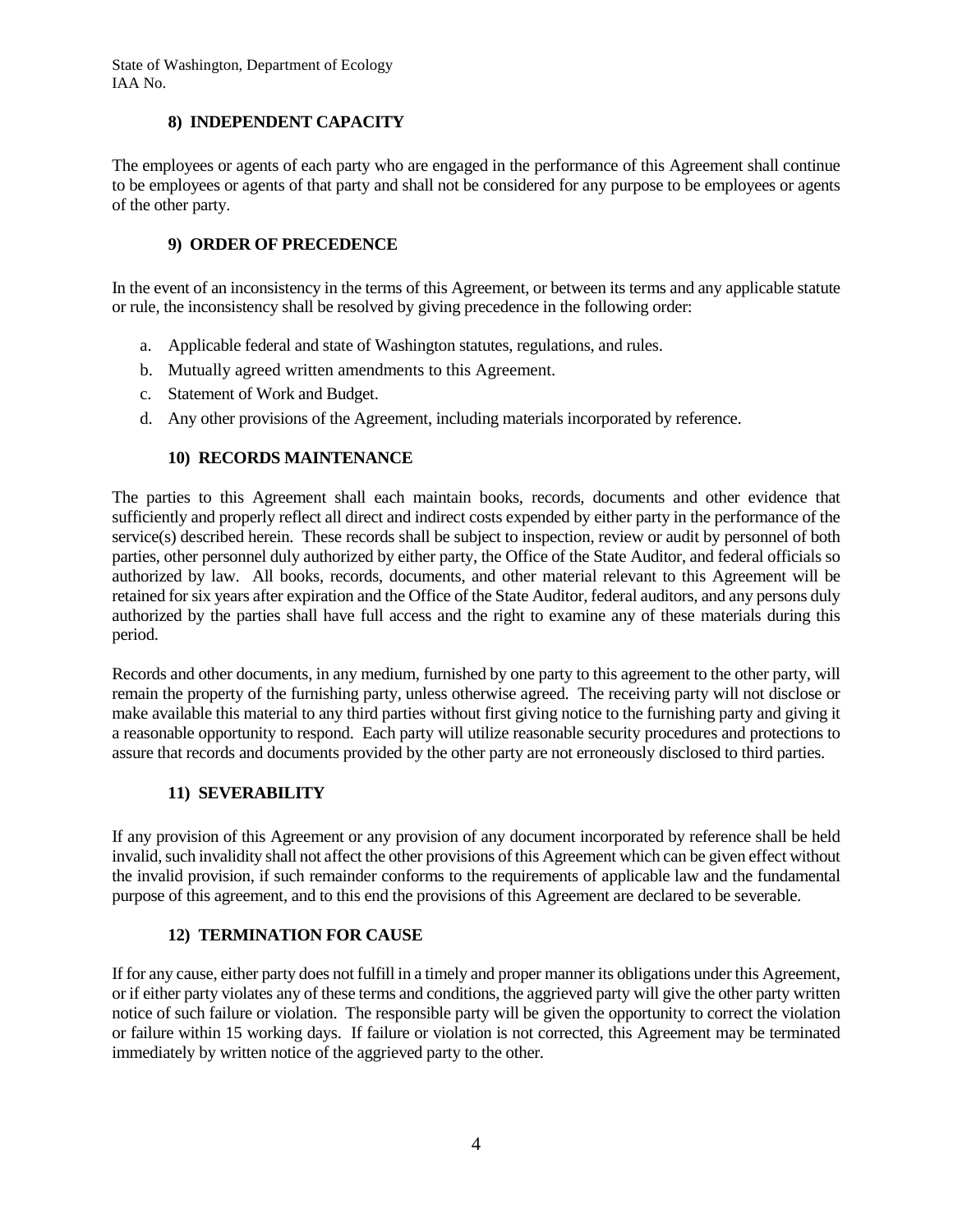### 8) INDEPENDENT CAPACITY

The employees or agents of each party who are engaged in the performance of this Agreement shall continue to be employees or agents of that party and shall not be considered for any purpose to be employees or agents of the other party.

### 9) ORDER OF PRECEDENCE

In the event of an inconsistency in the terms of this Agreement, or between its terms and any applicable statute or rule, the inconsistency shall be resolved by giving precedence in the following order:

a. Applicable federal and state of Washington statutes, regulations, and rules.
b. Mutually agreed written amendments to this Agreement.
c. Statement of Work and Budget.
d. Any other provisions of the Agreement, including materials incorporated by reference.

### 10) RECORDS MAINTENANCE

The parties to this Agreement shall each maintain books, records, documents and other evidence that sufficiently and properly reflect all direct and indirect costs expended by either party in the performance of the service(s) described herein. These records shall be subject to inspection, review or audit by personnel of both parties, other personnel duly authorized by either party, the Office of the State Auditor, and federal officials so authorized by law. All books, records, documents, and other material relevant to this Agreement will be retained for six years after expiration and the Office of the State Auditor, federal auditors, and any persons duly authorized by the parties shall have full access and the right to examine any of these materials during this period.

Records and other documents, in any medium, furnished by one party to this agreement to the other party, will remain the property of the furnishing party, unless otherwise agreed. The receiving party will not disclose or make available this material to any third parties without first giving notice to the furnishing party and giving it a reasonable opportunity to respond. Each party will utilize reasonable security procedures and protections to assure that records and documents provided by the other party are not erroneously disclosed to third parties.

### 11) SEVERABILITY

If any provision of this Agreement or any provision of any document incorporated by reference shall be held invalid, such invalidity shall not affect the other provisions of this Agreement which can be given effect without the invalid provision, if such remainder conforms to the requirements of applicable law and the fundamental purpose of this agreement, and to this end the provisions of this Agreement are declared to be severable.

### 12) TERMINATION FOR CAUSE

If for any cause, either party does not fulfill in a timely and proper manner its obligations under this Agreement, or if either party violates any of these terms and conditions, the aggrieved party will give the other party written notice of such failure or violation. The responsible party will be given the opportunity to correct the violation or failure within 15 working days. If failure or violation is not corrected, this Agreement may be terminated immediately by written notice of the aggrieved party to the other.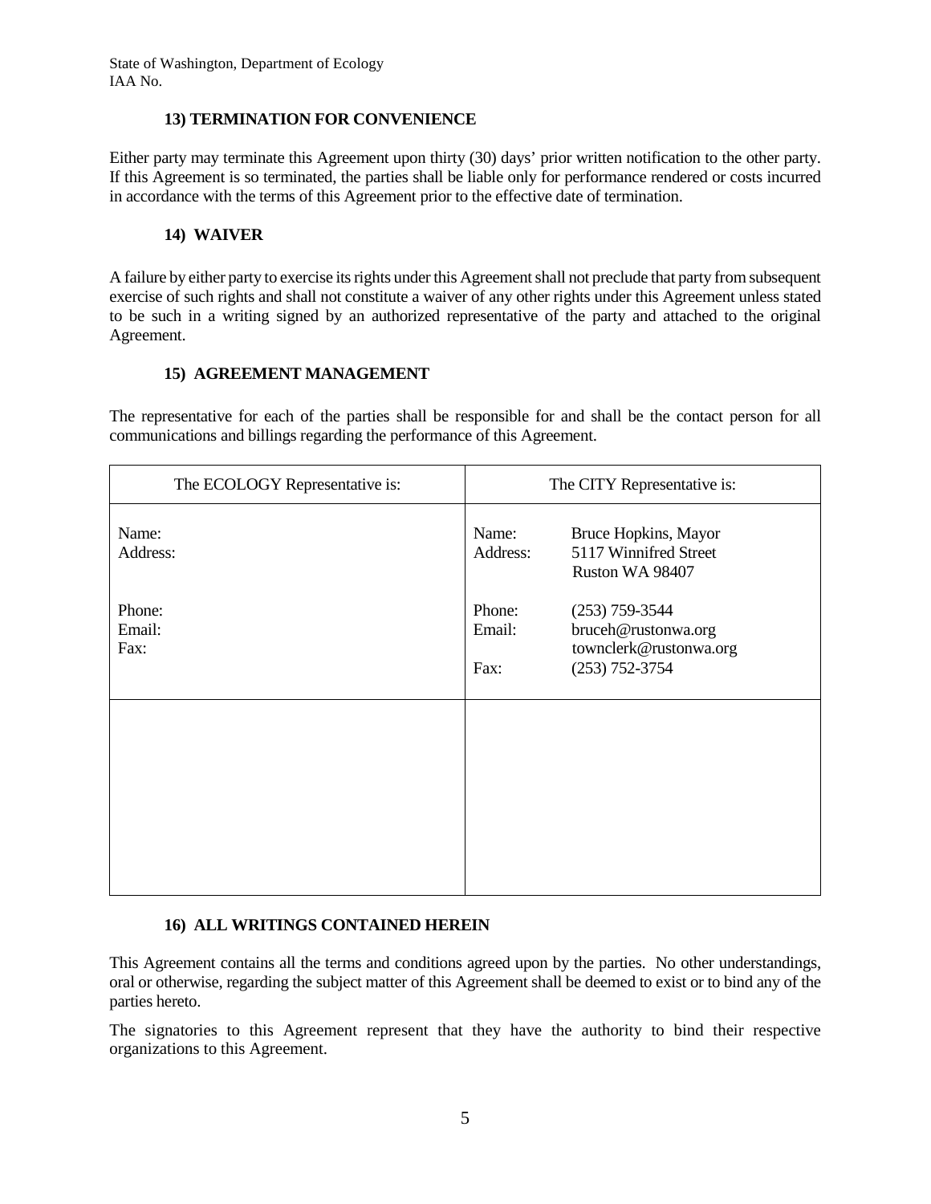### 13) TERMINATION FOR CONVENIENCE

Either party may terminate this Agreement upon thirty (30) days' prior written notification to the other party. If this Agreement is so terminated, the parties shall be liable only for performance rendered or costs incurred in accordance with the terms of this Agreement prior to the effective date of termination.

### 14) WAIVER

A failure by either party to exercise its rights under this Agreement shall not preclude that party from subsequent exercise of such rights and shall not constitute a waiver of any other rights under this Agreement unless stated to be such in a writing signed by an authorized representative of the party and attached to the original Agreement.

### 15) AGREEMENT MANAGEMENT

The representative for each of the parties shall be responsible for and shall be the contact person for all communications and billings regarding the performance of this Agreement.

| The ECOLOGY Representative is: | The CITY Representative is: |
|---|---|
| Name:<br>Address:<br><br>Phone:<br>Email:<br>Fax: | Name: Bruce Hopkins, Mayor<br>Address: 5117 Winnifred Street<br>Ruston WA 98407<br><br>Phone: (253) 759-3544<br>Email: bruceh@rustonwa.org<br>townclerk@rustonwa.org<br>Fax: (253) 752-3754 |
| | |

### 16) ALL WRITINGS CONTAINED HEREIN

This Agreement contains all the terms and conditions agreed upon by the parties. No other understandings, oral or otherwise, regarding the subject matter of this Agreement shall be deemed to exist or to bind any of the parties hereto.

The signatories to this Agreement represent that they have the authority to bind their respective organizations to this Agreement.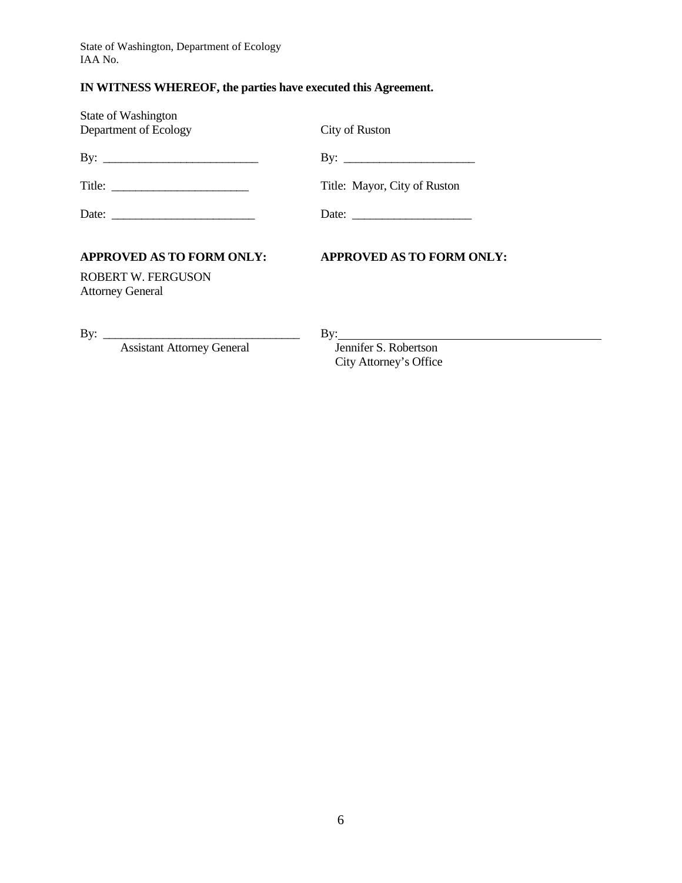State of Washington, Department of Ecology
IAA No.

**IN WITNESS WHEREOF, the parties have executed this Agreement.**

| | |
|---|---|
| State of Washington<br>Department of Ecology | City of Ruston |
| By: _________________________ | By: _____________________ |
| Title: ______________________ | Title: Mayor, City of Ruston |
| Date: _______________________ | Date: ___________________ |
| **APPROVED AS TO FORM ONLY:** | **APPROVED AS TO FORM ONLY:** |
| ROBERT W. FERGUSON<br>Attorney General | |
| By: ________________________________<br>Assistant Attorney General | By: ___________________________________________<br>Jennifer S. Robertson<br>City Attorney's Office |